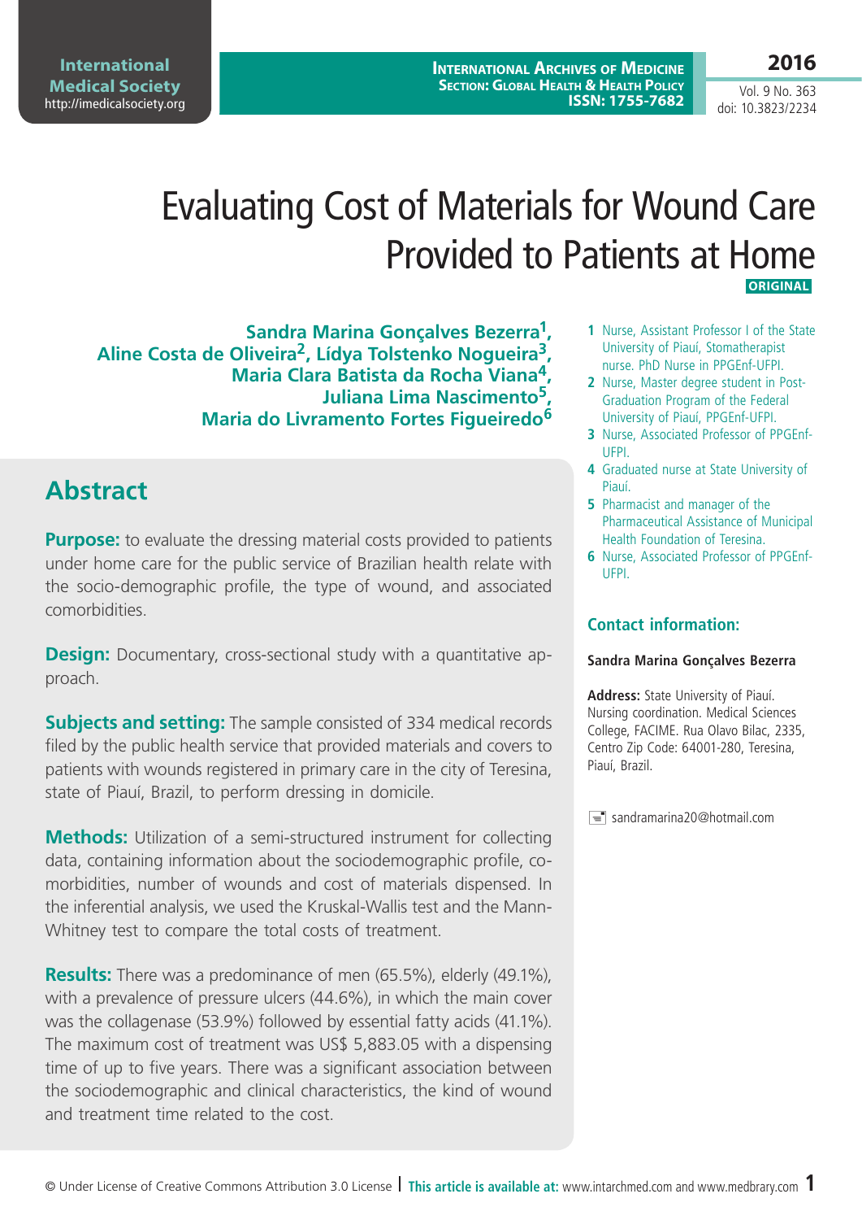# Evaluating Cost of Materials for Wound Care Provided to Patients at Home

**ORIGINAL**

**Sandra Marina Gonçalves Bezerra[1], Aline Costa de Oliveira[2], Lídya Tolstenko Nogueira[3], Maria Clara Batista da Rocha Viana[4], Juliana Lima Nascimento[5], Maria do Livramento Fortes Figueiredo[6]**

1 Nurse, Assistant Professor I of the State University of Piauí, Stomatherapist nurse. PhD Nurse in PPGEnf-UFPI.
2 Nurse, Master degree student in Post-Graduation Program of the Federal University of Piauí, PPGEnf-UFPI.
3 Nurse, Associated Professor of PPGEnf-UFPI.
4 Graduated nurse at State University of Piauí.
5 Pharmacist and manager of the Pharmaceutical Assistance of Municipal Health Foundation of Teresina.
6 Nurse, Associated Professor of PPGEnf-UFPI.

### Contact information:

**Sandra Marina Gonçalves Bezerra**

**Address:** State University of Piauí. Nursing coordination. Medical Sciences College, FACIME. Rua Olavo Bilac, 2335, Centro Zip Code: 64001-280, Teresina, Piauí, Brazil.

sandramarina20@hotmail.com

## Abstract

**Purpose:** to evaluate the dressing material costs provided to patients under home care for the public service of Brazilian health relate with the socio-demographic profile, the type of wound, and associated comorbidities.

**Design:** Documentary, cross-sectional study with a quantitative approach.

**Subjects and setting:** The sample consisted of 334 medical records filed by the public health service that provided materials and covers to patients with wounds registered in primary care in the city of Teresina, state of Piauí, Brazil, to perform dressing in domicile.

**Methods:** Utilization of a semi-structured instrument for collecting data, containing information about the sociodemographic profile, comorbidities, number of wounds and cost of materials dispensed. In the inferential analysis, we used the Kruskal-Wallis test and the Mann-Whitney test to compare the total costs of treatment.

**Results:** There was a predominance of men (65.5%), elderly (49.1%), with a prevalence of pressure ulcers (44.6%), in which the main cover was the collagenase (53.9%) followed by essential fatty acids (41.1%). The maximum cost of treatment was US$ 5,883.05 with a dispensing time of up to five years. There was a significant association between the sociodemographic and clinical characteristics, the kind of wound and treatment time related to the cost.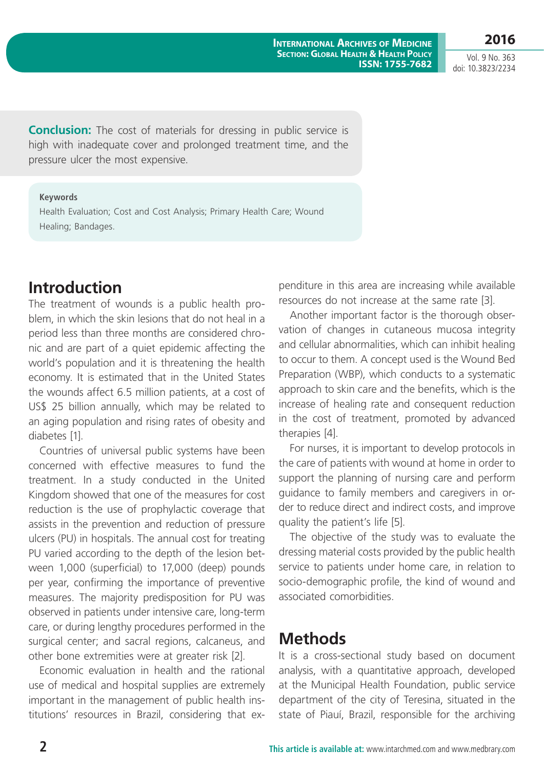**Conclusion:** The cost of materials for dressing in public service is high with inadequate cover and prolonged treatment time, and the pressure ulcer the most expensive.

**Keywords**

Health Evaluation; Cost and Cost Analysis; Primary Health Care; Wound Healing; Bandages.

## Introduction

The treatment of wounds is a public health problem, in which the skin lesions that do not heal in a period less than three months are considered chronic and are part of a quiet epidemic affecting the world's population and it is threatening the health economy. It is estimated that in the United States the wounds affect 6.5 million patients, at a cost of US$ 25 billion annually, which may be related to an aging population and rising rates of obesity and diabetes [1].

Countries of universal public systems have been concerned with effective measures to fund the treatment. In a study conducted in the United Kingdom showed that one of the measures for cost reduction is the use of prophylactic coverage that assists in the prevention and reduction of pressure ulcers (PU) in hospitals. The annual cost for treating PU varied according to the depth of the lesion between 1,000 (superficial) to 17,000 (deep) pounds per year, confirming the importance of preventive measures. The majority predisposition for PU was observed in patients under intensive care, long-term care, or during lengthy procedures performed in the surgical center; and sacral regions, calcaneus, and other bone extremities were at greater risk [2].

Economic evaluation in health and the rational use of medical and hospital supplies are extremely important in the management of public health institutions' resources in Brazil, considering that expenditure in this area are increasing while available resources do not increase at the same rate [3].

Another important factor is the thorough observation of changes in cutaneous mucosa integrity and cellular abnormalities, which can inhibit healing to occur to them. A concept used is the Wound Bed Preparation (WBP), which conducts to a systematic approach to skin care and the benefits, which is the increase of healing rate and consequent reduction in the cost of treatment, promoted by advanced therapies [4].

For nurses, it is important to develop protocols in the care of patients with wound at home in order to support the planning of nursing care and perform guidance to family members and caregivers in order to reduce direct and indirect costs, and improve quality the patient's life [5].

The objective of the study was to evaluate the dressing material costs provided by the public health service to patients under home care, in relation to socio-demographic profile, the kind of wound and associated comorbidities.

## Methods

It is a cross-sectional study based on document analysis, with a quantitative approach, developed at the Municipal Health Foundation, public service department of the city of Teresina, situated in the state of Piauí, Brazil, responsible for the archiving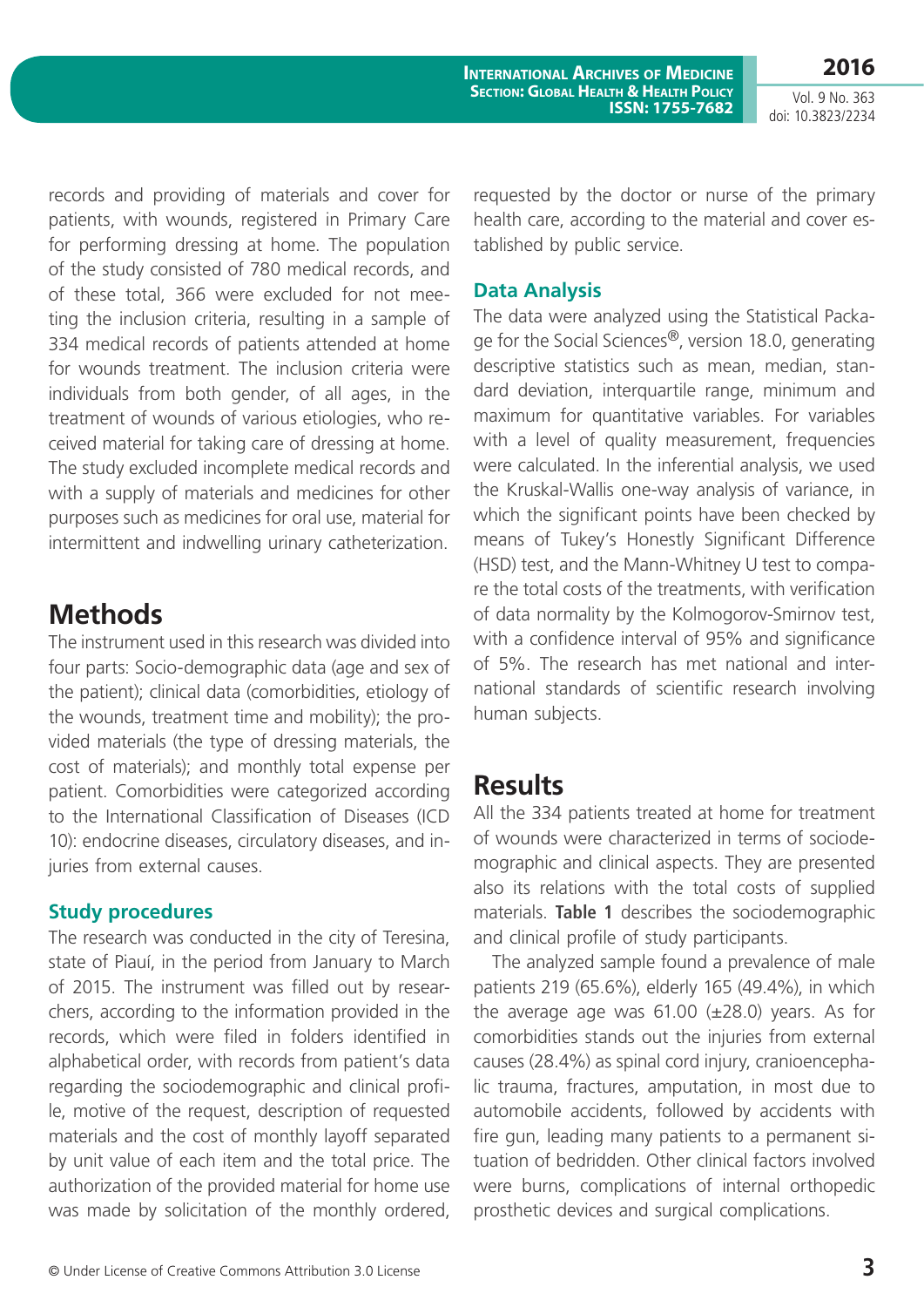records and providing of materials and cover for patients, with wounds, registered in Primary Care for performing dressing at home. The population of the study consisted of 780 medical records, and of these total, 366 were excluded for not meeting the inclusion criteria, resulting in a sample of 334 medical records of patients attended at home for wounds treatment. The inclusion criteria were individuals from both gender, of all ages, in the treatment of wounds of various etiologies, who received material for taking care of dressing at home. The study excluded incomplete medical records and with a supply of materials and medicines for other purposes such as medicines for oral use, material for intermittent and indwelling urinary catheterization.

## Methods

The instrument used in this research was divided into four parts: Socio-demographic data (age and sex of the patient); clinical data (comorbidities, etiology of the wounds, treatment time and mobility); the provided materials (the type of dressing materials, the cost of materials); and monthly total expense per patient. Comorbidities were categorized according to the International Classification of Diseases (ICD 10): endocrine diseases, circulatory diseases, and injuries from external causes.

### Study procedures

The research was conducted in the city of Teresina, state of Piauí, in the period from January to March of 2015. The instrument was filled out by researchers, according to the information provided in the records, which were filed in folders identified in alphabetical order, with records from patient's data regarding the sociodemographic and clinical profile, motive of the request, description of requested materials and the cost of monthly layoff separated by unit value of each item and the total price. The authorization of the provided material for home use was made by solicitation of the monthly ordered, requested by the doctor or nurse of the primary health care, according to the material and cover established by public service.

### Data Analysis

The data were analyzed using the Statistical Package for the Social Sciences®, version 18.0, generating descriptive statistics such as mean, median, standard deviation, interquartile range, minimum and maximum for quantitative variables. For variables with a level of quality measurement, frequencies were calculated. In the inferential analysis, we used the Kruskal-Wallis one-way analysis of variance, in which the significant points have been checked by means of Tukey's Honestly Significant Difference (HSD) test, and the Mann-Whitney U test to compare the total costs of the treatments, with verification of data normality by the Kolmogorov-Smirnov test, with a confidence interval of 95% and significance of 5%. The research has met national and international standards of scientific research involving human subjects.

## Results

All the 334 patients treated at home for treatment of wounds were characterized in terms of sociodemographic and clinical aspects. They are presented also its relations with the total costs of supplied materials. **Table 1** describes the sociodemographic and clinical profile of study participants.

The analyzed sample found a prevalence of male patients 219 (65.6%), elderly 165 (49.4%), in which the average age was 61.00 (±28.0) years. As for comorbidities stands out the injuries from external causes (28.4%) as spinal cord injury, cranioencephalic trauma, fractures, amputation, in most due to automobile accidents, followed by accidents with fire gun, leading many patients to a permanent situation of bedridden. Other clinical factors involved were burns, complications of internal orthopedic prosthetic devices and surgical complications.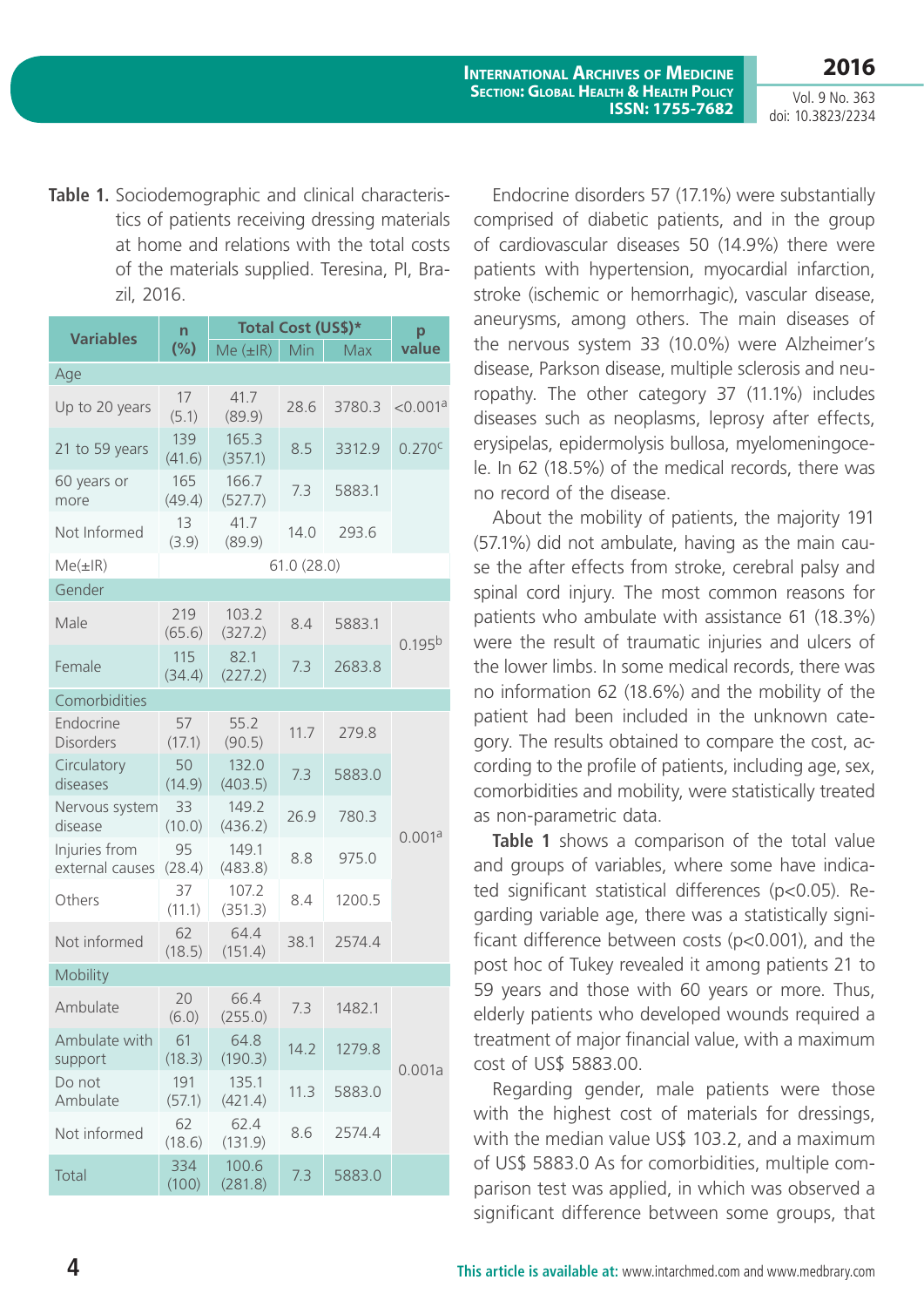**Table 1.** Sociodemographic and clinical characteristics of patients receiving dressing materials at home and relations with the total costs of the materials supplied. Teresina, PI, Brazil, 2016.

| Variables | n (%) | Total Cost (US$)* | | | p value |
|---|---|---|---|---|---|
| | | Me (±IR) | Min | Max | |
| **Age** | | | | | |
| Up to 20 years | 17 (5.1) | 41.7 (89.9) | 28.6 | 3780.3 | <0.001[a] |
| 21 to 59 years | 139 (41.6) | 165.3 (357.1) | 8.5 | 3312.9 | 0.270[c] |
| 60 years or more | 165 (49.4) | 166.7 (527.7) | 7.3 | 5883.1 | |
| Not Informed | 13 (3.9) | 41.7 (89.9) | 14.0 | 293.6 | |
| Me(±IR) | 61.0 (28.0) | | | | |
| **Gender** | | | | | |
| Male | 219 (65.6) | 103.2 (327.2) | 8.4 | 5883.1 | 0.195[b] |
| Female | 115 (34.4) | 82.1 (227.2) | 7.3 | 2683.8 | |
| **Comorbidities** | | | | | |
| Endocrine Disorders | 57 (17.1) | 55.2 (90.5) | 11.7 | 279.8 | 0.001[a] |
| Circulatory diseases | 50 (14.9) | 132.0 (403.5) | 7.3 | 5883.0 | |
| Nervous system disease | 33 (10.0) | 149.2 (436.2) | 26.9 | 780.3 | |
| Injuries from external causes | 95 (28.4) | 149.1 (483.8) | 8.8 | 975.0 | |
| Others | 37 (11.1) | 107.2 (351.3) | 8.4 | 1200.5 | |
| Not informed | 62 (18.5) | 64.4 (151.4) | 38.1 | 2574.4 | |
| **Mobility** | | | | | |
| Ambulate | 20 (6.0) | 66.4 (255.0) | 7.3 | 1482.1 | 0.001a |
| Ambulate with support | 61 (18.3) | 64.8 (190.3) | 14.2 | 1279.8 | |
| Do not Ambulate | 191 (57.1) | 135.1 (421.4) | 11.3 | 5883.0 | |
| Not informed | 62 (18.6) | 62.4 (131.9) | 8.6 | 2574.4 | |
| Total | 334 (100) | 100.6 (281.8) | 7.3 | 5883.0 | |

Endocrine disorders 57 (17.1%) were substantially comprised of diabetic patients, and in the group of cardiovascular diseases 50 (14.9%) there were patients with hypertension, myocardial infarction, stroke (ischemic or hemorrhagic), vascular disease, aneurysms, among others. The main diseases of the nervous system 33 (10.0%) were Alzheimer's disease, Parkson disease, multiple sclerosis and neuropathy. The other category 37 (11.1%) includes diseases such as neoplasms, leprosy after effects, erysipelas, epidermolysis bullosa, myelomeningocele. In 62 (18.5%) of the medical records, there was no record of the disease.

About the mobility of patients, the majority 191 (57.1%) did not ambulate, having as the main cause the after effects from stroke, cerebral palsy and spinal cord injury. The most common reasons for patients who ambulate with assistance 61 (18.3%) were the result of traumatic injuries and ulcers of the lower limbs. In some medical records, there was no information 62 (18.6%) and the mobility of the patient had been included in the unknown category. The results obtained to compare the cost, according to the profile of patients, including age, sex, comorbidities and mobility, were statistically treated as non-parametric data.

**Table 1** shows a comparison of the total value and groups of variables, where some have indicated significant statistical differences ($p<0.05$). Regarding variable age, there was a statistically significant difference between costs ($p<0.001$), and the post hoc of Tukey revealed it among patients 21 to 59 years and those with 60 years or more. Thus, elderly patients who developed wounds required a treatment of major financial value, with a maximum cost of US$ 5883.00.

Regarding gender, male patients were those with the highest cost of materials for dressings, with the median value US$ 103.2, and a maximum of US$ 5883.0 As for comorbidities, multiple comparison test was applied, in which was observed a significant difference between some groups, that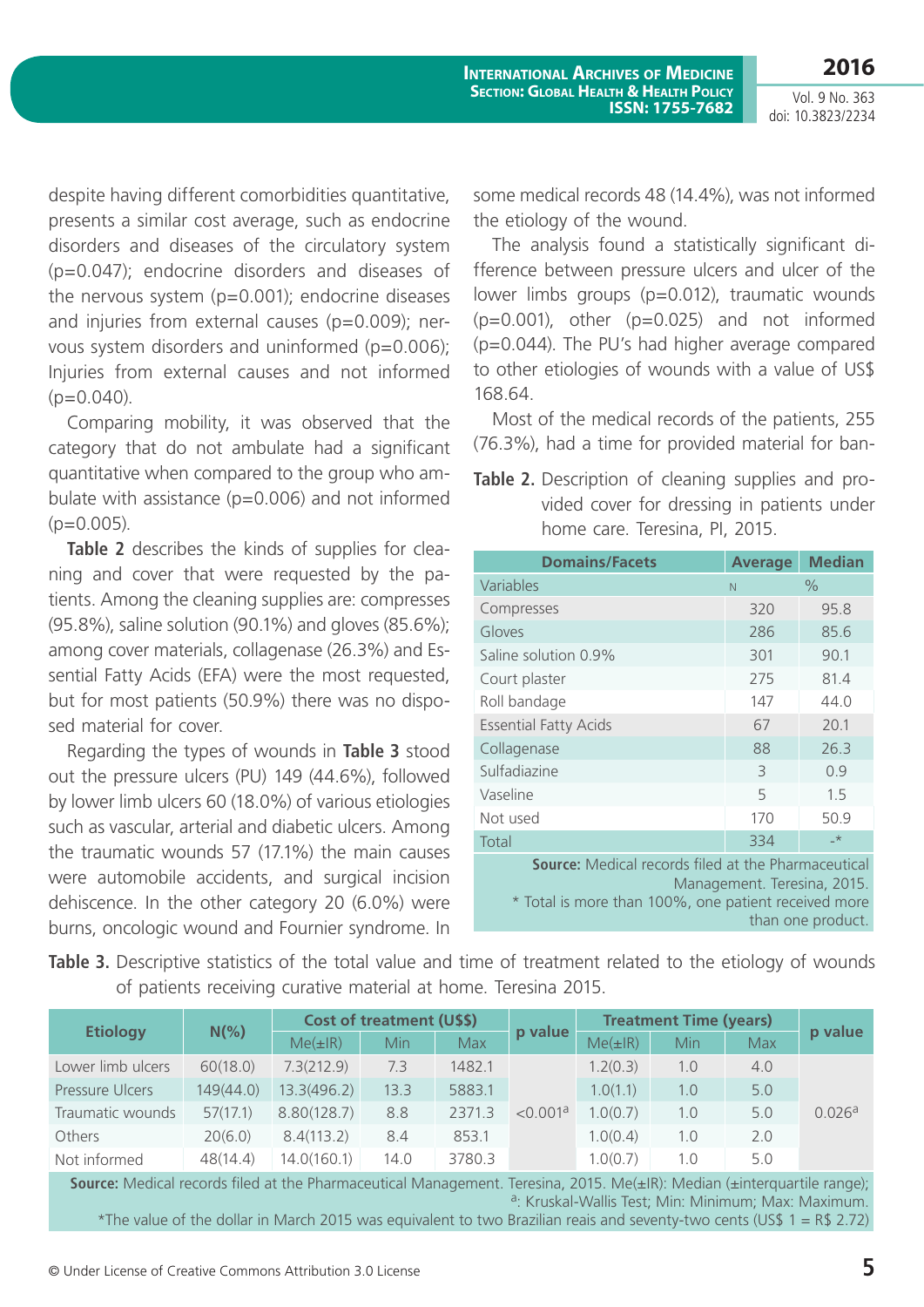despite having different comorbidities quantitative, presents a similar cost average, such as endocrine disorders and diseases of the circulatory system (p=0.047); endocrine disorders and diseases of the nervous system (p=0.001); endocrine diseases and injuries from external causes (p=0.009); nervous system disorders and uninformed (p=0.006); Injuries from external causes and not informed (p=0.040).

Comparing mobility, it was observed that the category that do not ambulate had a significant quantitative when compared to the group who ambulate with assistance (p=0.006) and not informed (p=0.005).

**Table 2** describes the kinds of supplies for cleaning and cover that were requested by the patients. Among the cleaning supplies are: compresses (95.8%), saline solution (90.1%) and gloves (85.6%); among cover materials, collagenase (26.3%) and Essential Fatty Acids (EFA) were the most requested, but for most patients (50.9%) there was no disposed material for cover.

Regarding the types of wounds in **Table 3** stood out the pressure ulcers (PU) 149 (44.6%), followed by lower limb ulcers 60 (18.0%) of various etiologies such as vascular, arterial and diabetic ulcers. Among the traumatic wounds 57 (17.1%) the main causes were automobile accidents, and surgical incision dehiscence. In the other category 20 (6.0%) were burns, oncologic wound and Fournier syndrome. In some medical records 48 (14.4%), was not informed the etiology of the wound.

The analysis found a statistically significant difference between pressure ulcers and ulcer of the lower limbs groups (p=0.012), traumatic wounds (p=0.001), other (p=0.025) and not informed (p=0.044). The PU's had higher average compared to other etiologies of wounds with a value of US$ 168.64.

Most of the medical records of the patients, 255 (76.3%), had a time for provided material for ban-

**Table 2.** Description of cleaning supplies and provided cover for dressing in patients under home care. Teresina, PI, 2015.

| Domains/Facets | Average | Median |
|---|---|---|
| Variables | N | % |
| Compresses | 320 | 95.8 |
| Gloves | 286 | 85.6 |
| Saline solution 0.9% | 301 | 90.1 |
| Court plaster | 275 | 81.4 |
| Roll bandage | 147 | 44.0 |
| Essential Fatty Acids | 67 | 20.1 |
| Collagenase | 88 | 26.3 |
| Sulfadiazine | 3 | 0.9 |
| Vaseline | 5 | 1.5 |
| Not used | 170 | 50.9 |
| Total | 334 | -* |

**Source:** Medical records filed at the Pharmaceutical Management. Teresina, 2015.
* Total is more than 100%, one patient received more than one product.

**Table 3.** Descriptive statistics of the total value and time of treatment related to the etiology of wounds of patients receiving curative material at home. Teresina 2015.

| Etiology | N(%) | Cost of treatment (US$) | | | p value | Treatment Time (years) | | | p value |
|---|---|---|---|---|---|---|---|---|---|
| | | Me(±IR) | Min | Max | | Me(±IR) | Min | Max | |
| Lower limb ulcers | 60(18.0) | 7.3(212.9) | 7.3 | 1482.1 | <0.001[a] | 1.2(0.3) | 1.0 | 4.0 | 0.026[a] |
| Pressure Ulcers | 149(44.0) | 13.3(496.2) | 13.3 | 5883.1 | | 1.0(1.1) | 1.0 | 5.0 | |
| Traumatic wounds | 57(17.1) | 8.80(128.7) | 8.8 | 2371.3 | | 1.0(0.7) | 1.0 | 5.0 | |
| Others | 20(6.0) | 8.4(113.2) | 8.4 | 853.1 | | 1.0(0.4) | 1.0 | 2.0 | |
| Not informed | 48(14.4) | 14.0(160.1) | 14.0 | 3780.3 | | 1.0(0.7) | 1.0 | 5.0 | |

**Source:** Medical records filed at the Pharmaceutical Management. Teresina, 2015. Me(±IR): Median (±interquartile range); [a]: Kruskal-Wallis Test; Min: Minimum; Max: Maximum.
*The value of the dollar in March 2015 was equivalent to two Brazilian reais and seventy-two cents (US$ 1 = R$ 2.72)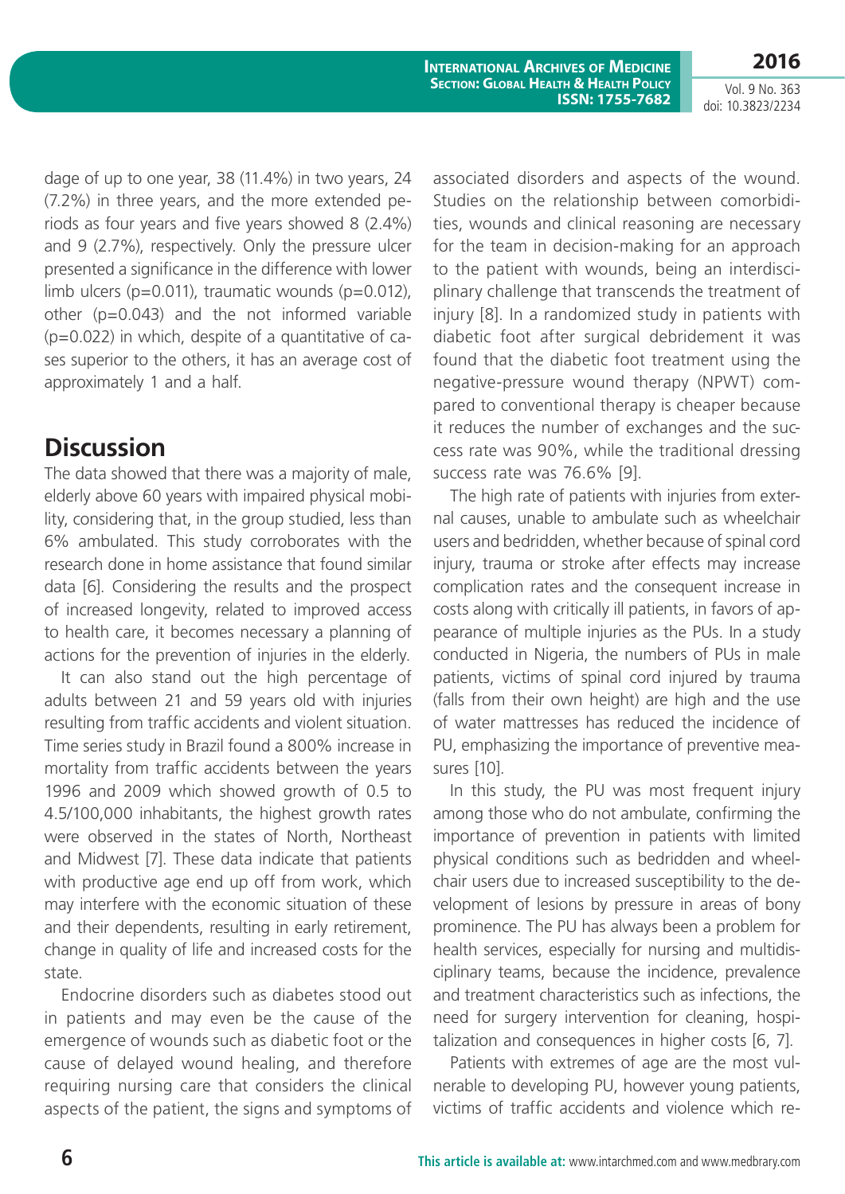dage of up to one year, 38 (11.4%) in two years, 24 (7.2%) in three years, and the more extended periods as four years and five years showed 8 (2.4%) and 9 (2.7%), respectively. Only the pressure ulcer presented a significance in the difference with lower limb ulcers (p=0.011), traumatic wounds (p=0.012), other (p=0.043) and the not informed variable (p=0.022) in which, despite of a quantitative of cases superior to the others, it has an average cost of approximately 1 and a half.

## Discussion

The data showed that there was a majority of male, elderly above 60 years with impaired physical mobility, considering that, in the group studied, less than 6% ambulated. This study corroborates with the research done in home assistance that found similar data [6]. Considering the results and the prospect of increased longevity, related to improved access to health care, it becomes necessary a planning of actions for the prevention of injuries in the elderly.

It can also stand out the high percentage of adults between 21 and 59 years old with injuries resulting from traffic accidents and violent situation. Time series study in Brazil found a 800% increase in mortality from traffic accidents between the years 1996 and 2009 which showed growth of 0.5 to 4.5/100,000 inhabitants, the highest growth rates were observed in the states of North, Northeast and Midwest [7]. These data indicate that patients with productive age end up off from work, which may interfere with the economic situation of these and their dependents, resulting in early retirement, change in quality of life and increased costs for the state.

Endocrine disorders such as diabetes stood out in patients and may even be the cause of the emergence of wounds such as diabetic foot or the cause of delayed wound healing, and therefore requiring nursing care that considers the clinical aspects of the patient, the signs and symptoms of associated disorders and aspects of the wound. Studies on the relationship between comorbidities, wounds and clinical reasoning are necessary for the team in decision-making for an approach to the patient with wounds, being an interdisciplinary challenge that transcends the treatment of injury [8]. In a randomized study in patients with diabetic foot after surgical debridement it was found that the diabetic foot treatment using the negative-pressure wound therapy (NPWT) compared to conventional therapy is cheaper because it reduces the number of exchanges and the success rate was 90%, while the traditional dressing success rate was 76.6% [9].

The high rate of patients with injuries from external causes, unable to ambulate such as wheelchair users and bedridden, whether because of spinal cord injury, trauma or stroke after effects may increase complication rates and the consequent increase in costs along with critically ill patients, in favors of appearance of multiple injuries as the PUs. In a study conducted in Nigeria, the numbers of PUs in male patients, victims of spinal cord injured by trauma (falls from their own height) are high and the use of water mattresses has reduced the incidence of PU, emphasizing the importance of preventive measures [10].

In this study, the PU was most frequent injury among those who do not ambulate, confirming the importance of prevention in patients with limited physical conditions such as bedridden and wheelchair users due to increased susceptibility to the development of lesions by pressure in areas of bony prominence. The PU has always been a problem for health services, especially for nursing and multidisciplinary teams, because the incidence, prevalence and treatment characteristics such as infections, the need for surgery intervention for cleaning, hospitalization and consequences in higher costs [6, 7].

Patients with extremes of age are the most vulnerable to developing PU, however young patients, victims of traffic accidents and violence which re-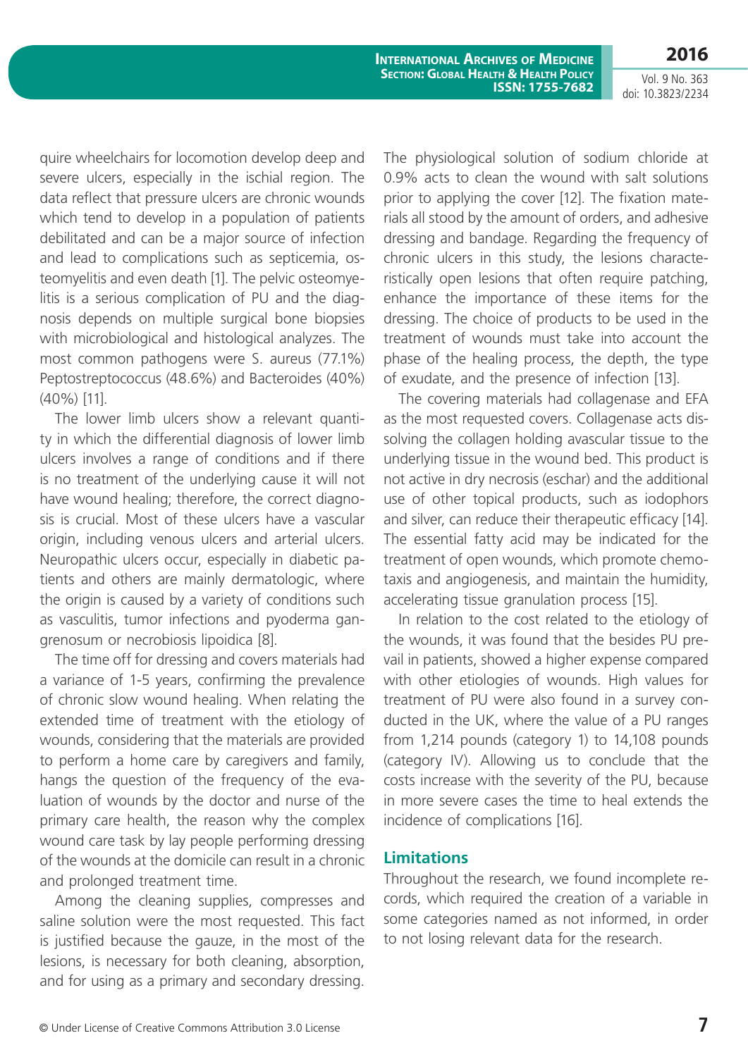quire wheelchairs for locomotion develop deep and severe ulcers, especially in the ischial region. The data reflect that pressure ulcers are chronic wounds which tend to develop in a population of patients debilitated and can be a major source of infection and lead to complications such as septicemia, osteomyelitis and even death [1]. The pelvic osteomyelitis is a serious complication of PU and the diagnosis depends on multiple surgical bone biopsies with microbiological and histological analyzes. The most common pathogens were S. aureus (77.1%) Peptostreptococcus (48.6%) and Bacteroides (40%) (40%) [11].

The lower limb ulcers show a relevant quantity in which the differential diagnosis of lower limb ulcers involves a range of conditions and if there is no treatment of the underlying cause it will not have wound healing; therefore, the correct diagnosis is crucial. Most of these ulcers have a vascular origin, including venous ulcers and arterial ulcers. Neuropathic ulcers occur, especially in diabetic patients and others are mainly dermatologic, where the origin is caused by a variety of conditions such as vasculitis, tumor infections and pyoderma gangrenosum or necrobiosis lipoidica [8].

The time off for dressing and covers materials had a variance of 1-5 years, confirming the prevalence of chronic slow wound healing. When relating the extended time of treatment with the etiology of wounds, considering that the materials are provided to perform a home care by caregivers and family, hangs the question of the frequency of the evaluation of wounds by the doctor and nurse of the primary care health, the reason why the complex wound care task by lay people performing dressing of the wounds at the domicile can result in a chronic and prolonged treatment time.

Among the cleaning supplies, compresses and saline solution were the most requested. This fact is justified because the gauze, in the most of the lesions, is necessary for both cleaning, absorption, and for using as a primary and secondary dressing. The physiological solution of sodium chloride at 0.9% acts to clean the wound with salt solutions prior to applying the cover [12]. The fixation materials all stood by the amount of orders, and adhesive dressing and bandage. Regarding the frequency of chronic ulcers in this study, the lesions characteristically open lesions that often require patching, enhance the importance of these items for the dressing. The choice of products to be used in the treatment of wounds must take into account the phase of the healing process, the depth, the type of exudate, and the presence of infection [13].

The covering materials had collagenase and EFA as the most requested covers. Collagenase acts dissolving the collagen holding avascular tissue to the underlying tissue in the wound bed. This product is not active in dry necrosis (eschar) and the additional use of other topical products, such as iodophors and silver, can reduce their therapeutic efficacy [14]. The essential fatty acid may be indicated for the treatment of open wounds, which promote chemotaxis and angiogenesis, and maintain the humidity, accelerating tissue granulation process [15].

In relation to the cost related to the etiology of the wounds, it was found that the besides PU prevail in patients, showed a higher expense compared with other etiologies of wounds. High values for treatment of PU were also found in a survey conducted in the UK, where the value of a PU ranges from 1,214 pounds (category 1) to 14,108 pounds (category IV). Allowing us to conclude that the costs increase with the severity of the PU, because in more severe cases the time to heal extends the incidence of complications [16].

## Limitations

Throughout the research, we found incomplete records, which required the creation of a variable in some categories named as not informed, in order to not losing relevant data for the research.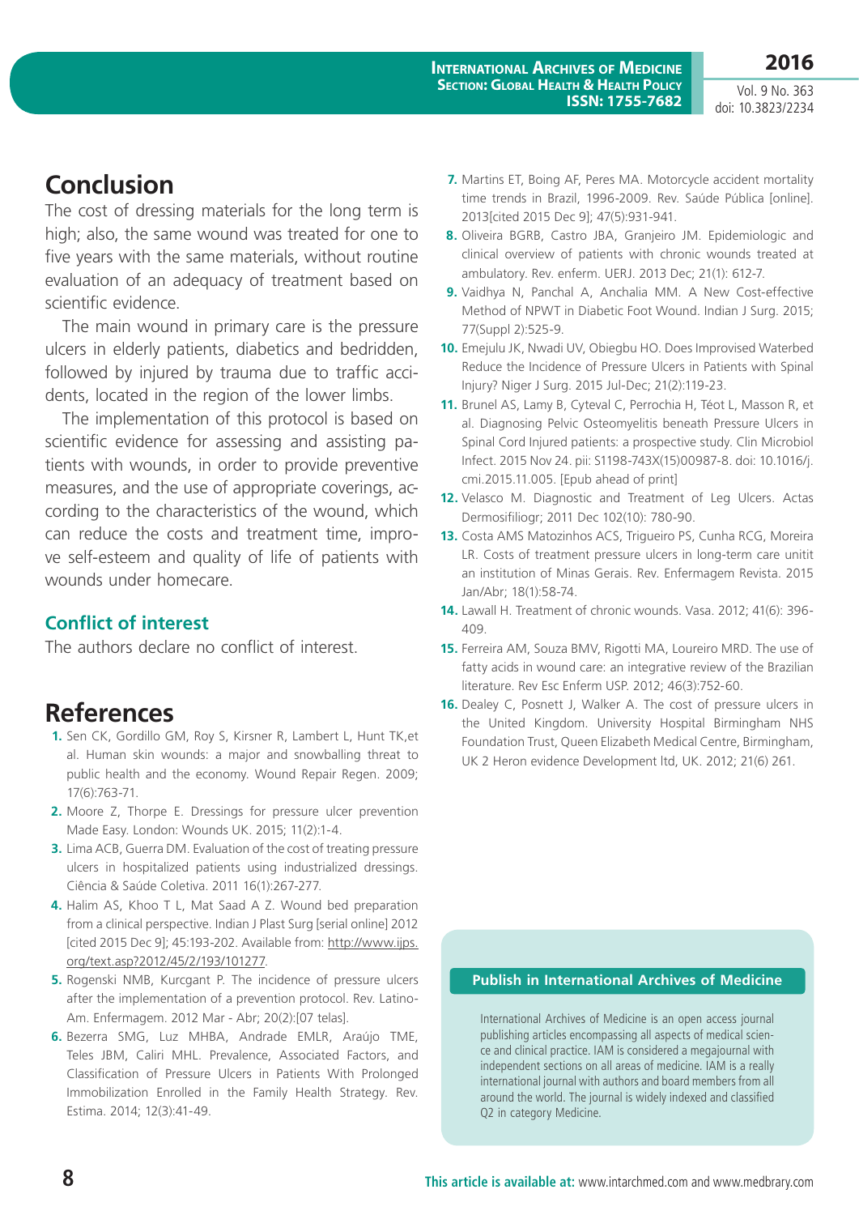# Conclusion

The cost of dressing materials for the long term is high; also, the same wound was treated for one to five years with the same materials, without routine evaluation of an adequacy of treatment based on scientific evidence.

The main wound in primary care is the pressure ulcers in elderly patients, diabetics and bedridden, followed by injured by trauma due to traffic accidents, located in the region of the lower limbs.

The implementation of this protocol is based on scientific evidence for assessing and assisting patients with wounds, in order to provide preventive measures, and the use of appropriate coverings, according to the characteristics of the wound, which can reduce the costs and treatment time, improve self-esteem and quality of life of patients with wounds under homecare.

## Conflict of interest

The authors declare no conflict of interest.

# References

1. Sen CK, Gordillo GM, Roy S, Kirsner R, Lambert L, Hunt TK,et al. Human skin wounds: a major and snowballing threat to public health and the economy. Wound Repair Regen. 2009; 17(6):763-71.
2. Moore Z, Thorpe E. Dressings for pressure ulcer prevention Made Easy. London: Wounds UK. 2015; 11(2):1-4.
3. Lima ACB, Guerra DM. Evaluation of the cost of treating pressure ulcers in hospitalized patients using industrialized dressings. Ciência & Saúde Coletiva. 2011 16(1):267-277.
4. Halim AS, Khoo T L, Mat Saad A Z. Wound bed preparation from a clinical perspective. Indian J Plast Surg [serial online] 2012 [cited 2015 Dec 9]; 45:193-202. Available from: http://www.ijps.org/text.asp?2012/45/2/193/101277.
5. Rogenski NMB, Kurcgant P. The incidence of pressure ulcers after the implementation of a prevention protocol. Rev. Latino-Am. Enfermagem. 2012 Mar - Abr; 20(2):[07 telas].
6. Bezerra SMG, Luz MHBA, Andrade EMLR, Araújo TME, Teles JBM, Caliri MHL. Prevalence, Associated Factors, and Classification of Pressure Ulcers in Patients With Prolonged Immobilization Enrolled in the Family Health Strategy. Rev. Estima. 2014; 12(3):41-49.
7. Martins ET, Boing AF, Peres MA. Motorcycle accident mortality time trends in Brazil, 1996-2009. Rev. Saúde Pública [online]. 2013[cited 2015 Dec 9]; 47(5):931-941.
8. Oliveira BGRB, Castro JBA, Granjeiro JM. Epidemiologic and clinical overview of patients with chronic wounds treated at ambulatory. Rev. enferm. UERJ. 2013 Dec; 21(1): 612-7.
9. Vaidhya N, Panchal A, Anchalia MM. A New Cost-effective Method of NPWT in Diabetic Foot Wound. Indian J Surg. 2015; 77(Suppl 2):525-9.
10. Emejulu JK, Nwadi UV, Obiegbu HO. Does Improvised Waterbed Reduce the Incidence of Pressure Ulcers in Patients with Spinal Injury? Niger J Surg. 2015 Jul-Dec; 21(2):119-23.
11. Brunel AS, Lamy B, Cyteval C, Perrochia H, Téot L, Masson R, et al. Diagnosing Pelvic Osteomyelitis beneath Pressure Ulcers in Spinal Cord Injured patients: a prospective study. Clin Microbiol Infect. 2015 Nov 24. pii: S1198-743X(15)00987-8. doi: 10.1016/j.cmi.2015.11.005. [Epub ahead of print]
12. Velasco M. Diagnostic and Treatment of Leg Ulcers. Actas Dermosifiliogr; 2011 Dec 102(10): 780-90.
13. Costa AMS Matozinhos ACS, Trigueiro PS, Cunha RCG, Moreira LR. Costs of treatment pressure ulcers in long-term care unitit an institution of Minas Gerais. Rev. Enfermagem Revista. 2015 Jan/Abr; 18(1):58-74.
14. Lawall H. Treatment of chronic wounds. Vasa. 2012; 41(6): 396-409.
15. Ferreira AM, Souza BMV, Rigotti MA, Loureiro MRD. The use of fatty acids in wound care: an integrative review of the Brazilian literature. Rev Esc Enferm USP. 2012; 46(3):752-60.
16. Dealey C, Posnett J, Walker A. The cost of pressure ulcers in the United Kingdom. University Hospital Birmingham NHS Foundation Trust, Queen Elizabeth Medical Centre, Birmingham, UK 2 Heron evidence Development ltd, UK. 2012; 21(6) 261.

**Publish in International Archives of Medicine**

International Archives of Medicine is an open access journal publishing articles encompassing all aspects of medical science and clinical practice. IAM is considered a megajournal with independent sections on all areas of medicine. IAM is a really international journal with authors and board members from all around the world. The journal is widely indexed and classified Q2 in category Medicine.